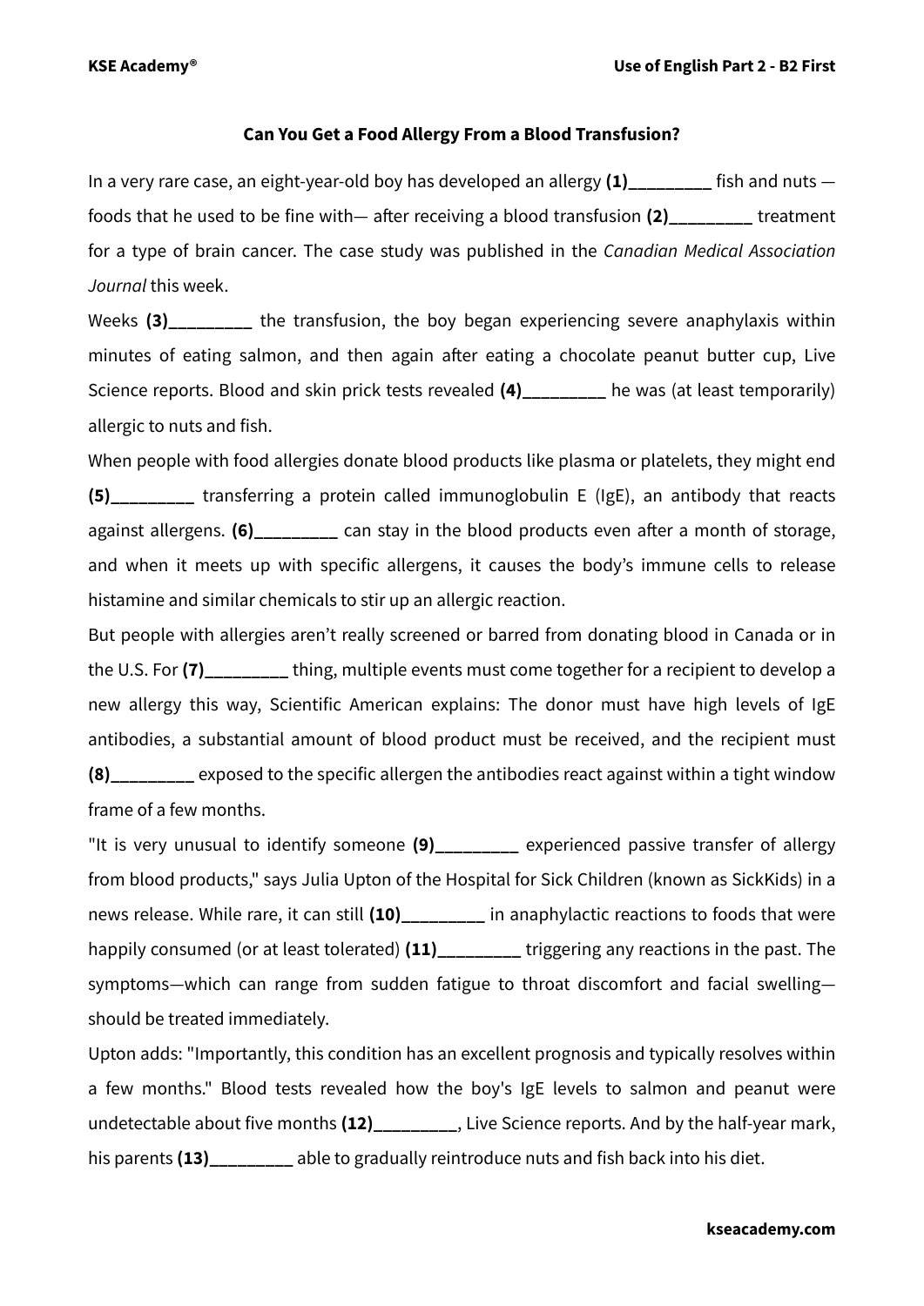# Can You Get a Food Allergy From a Blood Transfusion?

In a very rare case, an eight-year-old boy has developed an allergy **(1)_________** fish and nuts — foods that he used to be fine with— after receiving a blood transfusion **(2)_________** treatment for a type of brain cancer. The case study was published in the *Canadian Medical Association Journal* this week.

Weeks **(3)_________** the transfusion, the boy began experiencing severe anaphylaxis within minutes of eating salmon, and then again after eating a chocolate peanut butter cup, Live Science reports. Blood and skin prick tests revealed **(4)_________** he was (at least temporarily) allergic to nuts and fish.

When people with food allergies donate blood products like plasma or platelets, they might end **(5)_________** transferring a protein called immunoglobulin E (IgE), an antibody that reacts against allergens. **(6)_________** can stay in the blood products even after a month of storage, and when it meets up with specific allergens, it causes the body's immune cells to release histamine and similar chemicals to stir up an allergic reaction.

But people with allergies aren't really screened or barred from donating blood in Canada or in the U.S. For **(7)_________** thing, multiple events must come together for a recipient to develop a new allergy this way, Scientific American explains: The donor must have high levels of IgE antibodies, a substantial amount of blood product must be received, and the recipient must **(8)_________** exposed to the specific allergen the antibodies react against within a tight window frame of a few months.

"It is very unusual to identify someone **(9)_________** experienced passive transfer of allergy from blood products," says Julia Upton of the Hospital for Sick Children (known as SickKids) in a news release. While rare, it can still **(10)_________** in anaphylactic reactions to foods that were happily consumed (or at least tolerated) **(11)_________** triggering any reactions in the past. The symptoms—which can range from sudden fatigue to throat discomfort and facial swelling—should be treated immediately.

Upton adds: "Importantly, this condition has an excellent prognosis and typically resolves within a few months." Blood tests revealed how the boy's IgE levels to salmon and peanut were undetectable about five months **(12)_________**, Live Science reports. And by the half-year mark, his parents **(13)_________** able to gradually reintroduce nuts and fish back into his diet.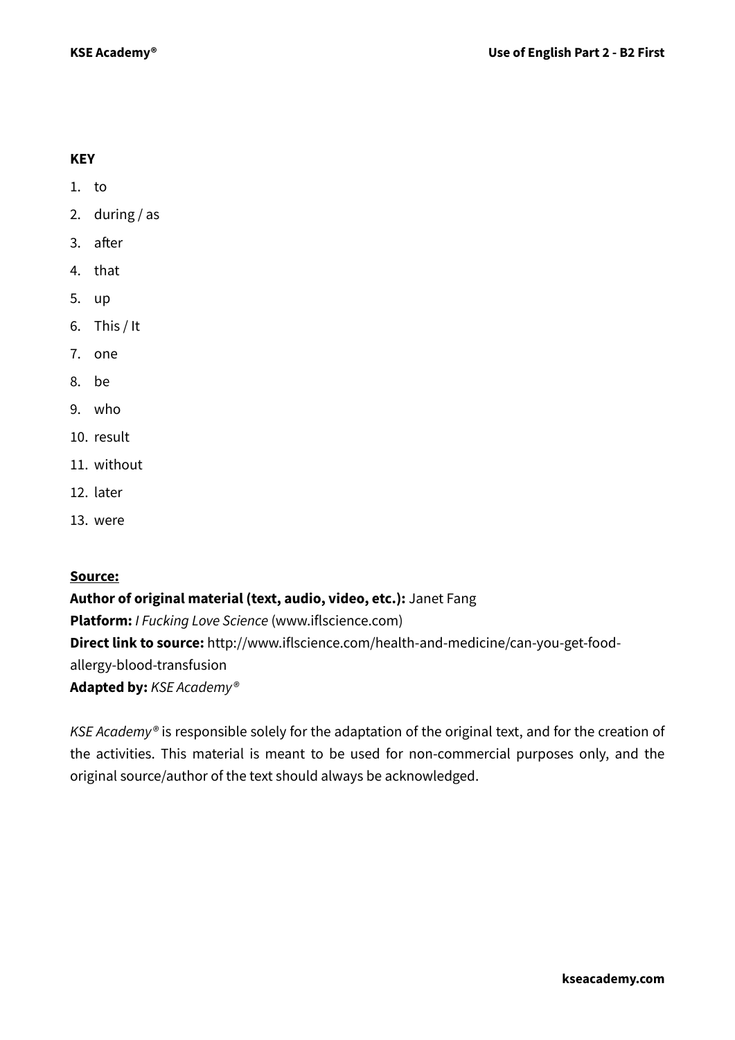**KEY**

1. to
2. during / as
3. after
4. that
5. up
6. This / It
7. one
8. be
9. who
10. result
11. without
12. later
13. were

**Source:**

**Author of original material (text, audio, video, etc.):** Janet Fang
**Platform:** *I Fucking Love Science* (www.iflscience.com)
**Direct link to source:** http://www.iflscience.com/health-and-medicine/can-you-get-food-allergy-blood-transfusion
**Adapted by:** *KSE Academy®*

*KSE Academy®* is responsible solely for the adaptation of the original text, and for the creation of the activities. This material is meant to be used for non-commercial purposes only, and the original source/author of the text should always be acknowledged.